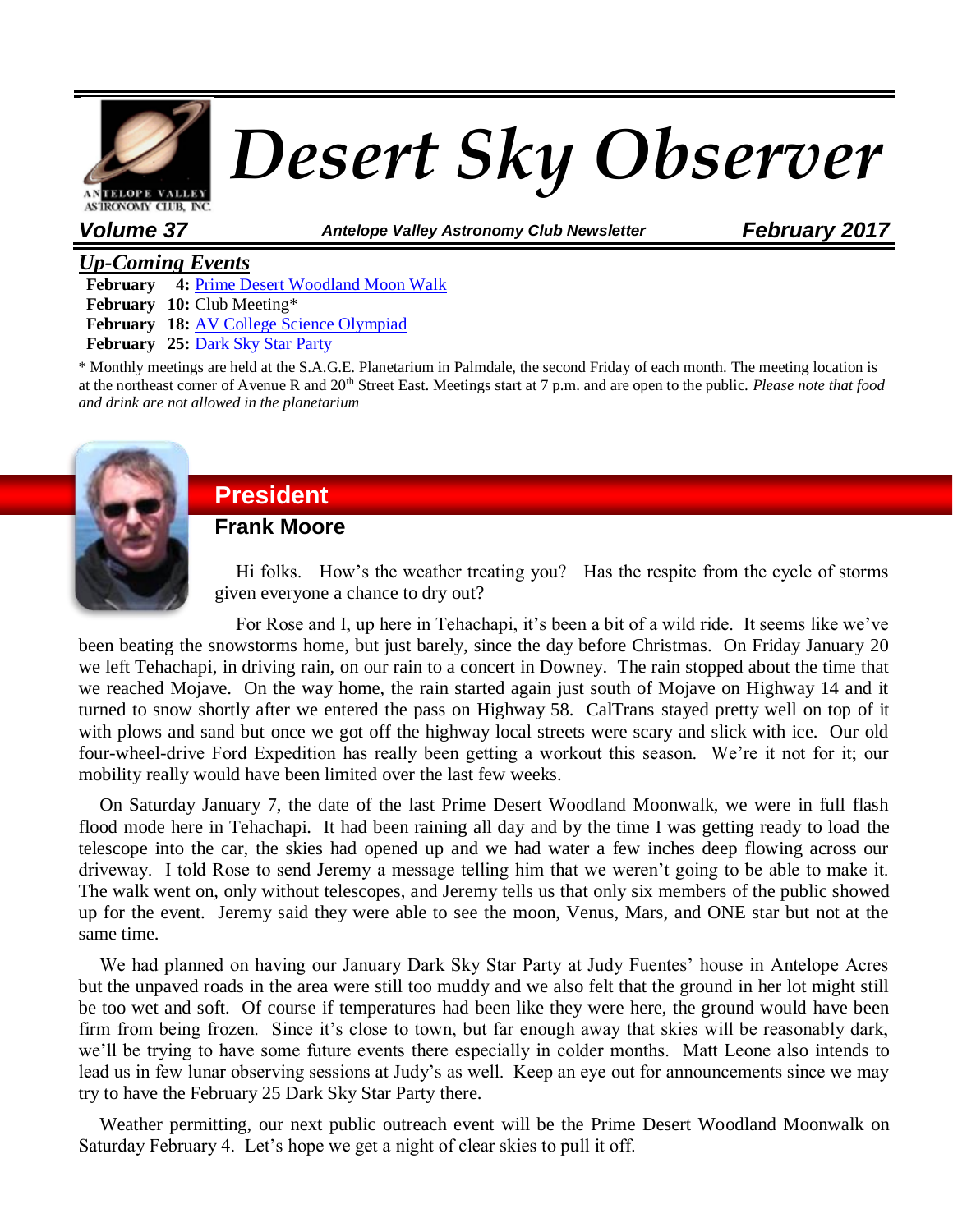# Desert Sky Observer

**Volume 37** | *Antelope Valley Astronomy Club Newsletter* | **February 2017**

## *Up-Coming Events*

**February 4:** Prime Desert Woodland Moon Walk
**February 10:** Club Meeting*
**February 18:** AV College Science Olympiad
**February 25:** Dark Sky Star Party

\* Monthly meetings are held at the S.A.G.E. Planetarium in Palmdale, the second Friday of each month. The meeting location is at the northeast corner of Avenue R and 20th Street East. Meetings start at 7 p.m. and are open to the public. *Please note that food and drink are not allowed in the planetarium*

## President

### Frank Moore

Hi folks. How's the weather treating you? Has the respite from the cycle of storms given everyone a chance to dry out?

For Rose and I, up here in Tehachapi, it's been a bit of a wild ride. It seems like we've been beating the snowstorms home, but just barely, since the day before Christmas. On Friday January 20 we left Tehachapi, in driving rain, on our rain to a concert in Downey. The rain stopped about the time that we reached Mojave. On the way home, the rain started again just south of Mojave on Highway 14 and it turned to snow shortly after we entered the pass on Highway 58. CalTrans stayed pretty well on top of it with plows and sand but once we got off the highway local streets were scary and slick with ice. Our old four-wheel-drive Ford Expedition has really been getting a workout this season. We're it not for it; our mobility really would have been limited over the last few weeks.

On Saturday January 7, the date of the last Prime Desert Woodland Moonwalk, we were in full flash flood mode here in Tehachapi. It had been raining all day and by the time I was getting ready to load the telescope into the car, the skies had opened up and we had water a few inches deep flowing across our driveway. I told Rose to send Jeremy a message telling him that we weren't going to be able to make it. The walk went on, only without telescopes, and Jeremy tells us that only six members of the public showed up for the event. Jeremy said they were able to see the moon, Venus, Mars, and ONE star but not at the same time.

We had planned on having our January Dark Sky Star Party at Judy Fuentes' house in Antelope Acres but the unpaved roads in the area were still too muddy and we also felt that the ground in her lot might still be too wet and soft. Of course if temperatures had been like they were here, the ground would have been firm from being frozen. Since it's close to town, but far enough away that skies will be reasonably dark, we'll be trying to have some future events there especially in colder months. Matt Leone also intends to lead us in few lunar observing sessions at Judy's as well. Keep an eye out for announcements since we may try to have the February 25 Dark Sky Star Party there.

Weather permitting, our next public outreach event will be the Prime Desert Woodland Moonwalk on Saturday February 4. Let's hope we get a night of clear skies to pull it off.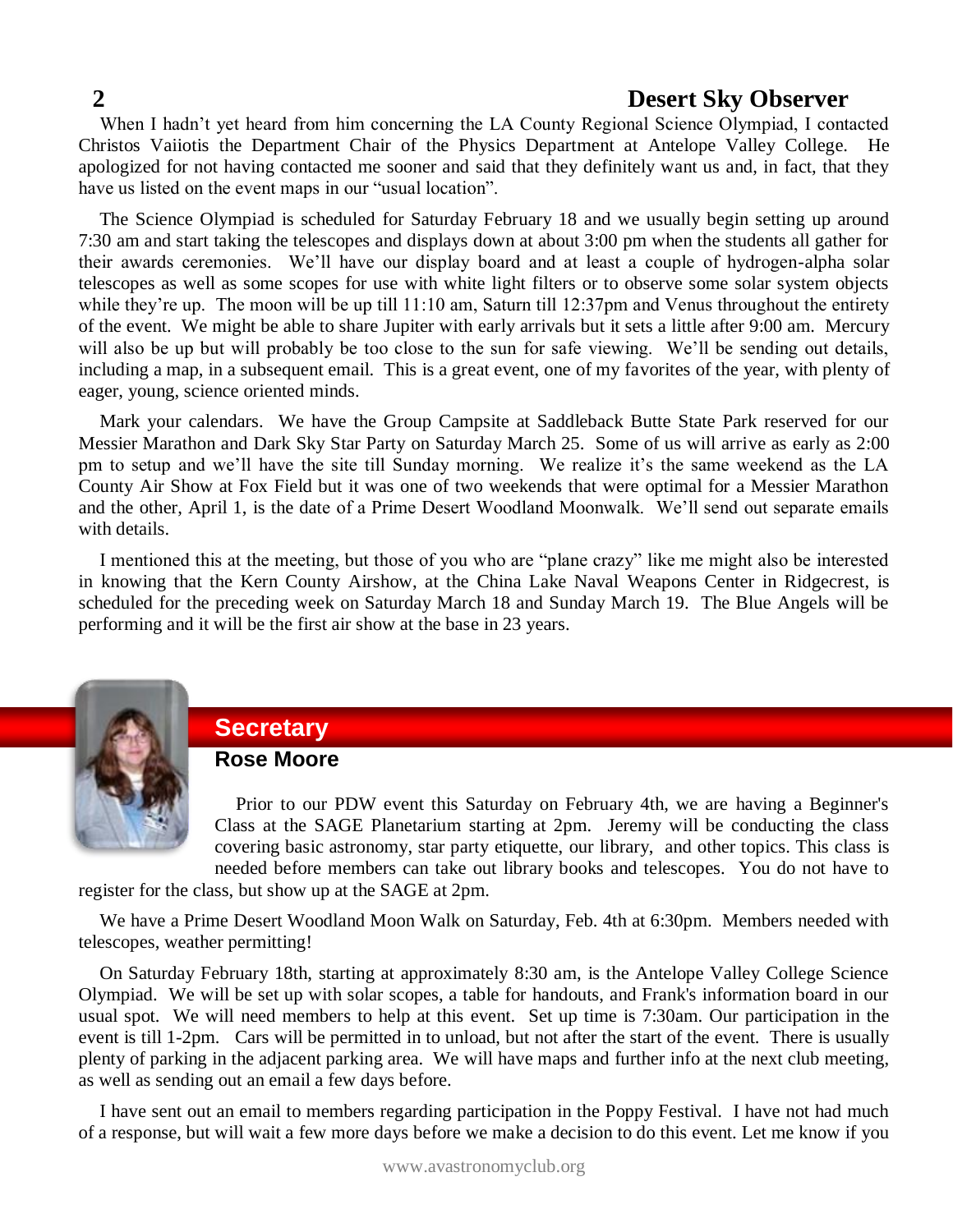When I hadn't yet heard from him concerning the LA County Regional Science Olympiad, I contacted Christos Vaiiotis the Department Chair of the Physics Department at Antelope Valley College. He apologized for not having contacted me sooner and said that they definitely want us and, in fact, that they have us listed on the event maps in our "usual location".

The Science Olympiad is scheduled for Saturday February 18 and we usually begin setting up around 7:30 am and start taking the telescopes and displays down at about 3:00 pm when the students all gather for their awards ceremonies. We'll have our display board and at least a couple of hydrogen-alpha solar telescopes as well as some scopes for use with white light filters or to observe some solar system objects while they're up. The moon will be up till 11:10 am, Saturn till 12:37pm and Venus throughout the entirety of the event. We might be able to share Jupiter with early arrivals but it sets a little after 9:00 am. Mercury will also be up but will probably be too close to the sun for safe viewing. We'll be sending out details, including a map, in a subsequent email. This is a great event, one of my favorites of the year, with plenty of eager, young, science oriented minds.

Mark your calendars. We have the Group Campsite at Saddleback Butte State Park reserved for our Messier Marathon and Dark Sky Star Party on Saturday March 25. Some of us will arrive as early as 2:00 pm to setup and we'll have the site till Sunday morning. We realize it's the same weekend as the LA County Air Show at Fox Field but it was one of two weekends that were optimal for a Messier Marathon and the other, April 1, is the date of a Prime Desert Woodland Moonwalk. We'll send out separate emails with details.

I mentioned this at the meeting, but those of you who are "plane crazy" like me might also be interested in knowing that the Kern County Airshow, at the China Lake Naval Weapons Center in Ridgecrest, is scheduled for the preceding week on Saturday March 18 and Sunday March 19. The Blue Angels will be performing and it will be the first air show at the base in 23 years.

## Secretary

### Rose Moore

Prior to our PDW event this Saturday on February 4th, we are having a Beginner's Class at the SAGE Planetarium starting at 2pm. Jeremy will be conducting the class covering basic astronomy, star party etiquette, our library, and other topics. This class is needed before members can take out library books and telescopes. You do not have to register for the class, but show up at the SAGE at 2pm.

We have a Prime Desert Woodland Moon Walk on Saturday, Feb. 4th at 6:30pm. Members needed with telescopes, weather permitting!

On Saturday February 18th, starting at approximately 8:30 am, is the Antelope Valley College Science Olympiad. We will be set up with solar scopes, a table for handouts, and Frank's information board in our usual spot. We will need members to help at this event. Set up time is 7:30am. Our participation in the event is till 1-2pm. Cars will be permitted in to unload, but not after the start of the event. There is usually plenty of parking in the adjacent parking area. We will have maps and further info at the next club meeting, as well as sending out an email a few days before.

I have sent out an email to members regarding participation in the Poppy Festival. I have not had much of a response, but will wait a few more days before we make a decision to do this event. Let me know if you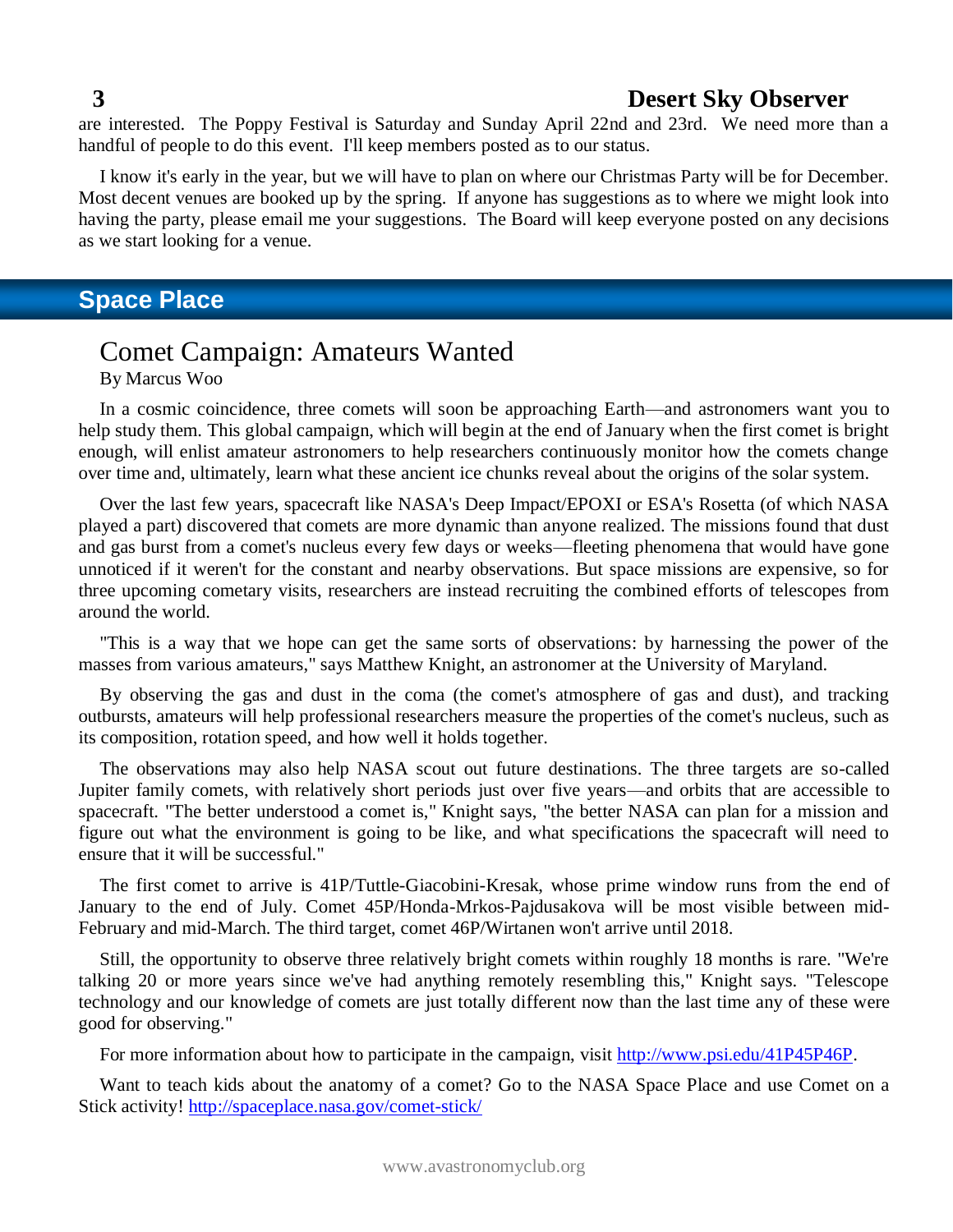are interested. The Poppy Festival is Saturday and Sunday April 22nd and 23rd. We need more than a handful of people to do this event. I'll keep members posted as to our status.

I know it's early in the year, but we will have to plan on where our Christmas Party will be for December. Most decent venues are booked up by the spring. If anyone has suggestions as to where we might look into having the party, please email me your suggestions. The Board will keep everyone posted on any decisions as we start looking for a venue.

## Space Place

### Comet Campaign: Amateurs Wanted

By Marcus Woo

In a cosmic coincidence, three comets will soon be approaching Earth—and astronomers want you to help study them. This global campaign, which will begin at the end of January when the first comet is bright enough, will enlist amateur astronomers to help researchers continuously monitor how the comets change over time and, ultimately, learn what these ancient ice chunks reveal about the origins of the solar system.

Over the last few years, spacecraft like NASA's Deep Impact/EPOXI or ESA's Rosetta (of which NASA played a part) discovered that comets are more dynamic than anyone realized. The missions found that dust and gas burst from a comet's nucleus every few days or weeks—fleeting phenomena that would have gone unnoticed if it weren't for the constant and nearby observations. But space missions are expensive, so for three upcoming cometary visits, researchers are instead recruiting the combined efforts of telescopes from around the world.

"This is a way that we hope can get the same sorts of observations: by harnessing the power of the masses from various amateurs," says Matthew Knight, an astronomer at the University of Maryland.

By observing the gas and dust in the coma (the comet's atmosphere of gas and dust), and tracking outbursts, amateurs will help professional researchers measure the properties of the comet's nucleus, such as its composition, rotation speed, and how well it holds together.

The observations may also help NASA scout out future destinations. The three targets are so-called Jupiter family comets, with relatively short periods just over five years—and orbits that are accessible to spacecraft. "The better understood a comet is," Knight says, "the better NASA can plan for a mission and figure out what the environment is going to be like, and what specifications the spacecraft will need to ensure that it will be successful."

The first comet to arrive is 41P/Tuttle-Giacobini-Kresak, whose prime window runs from the end of January to the end of July. Comet 45P/Honda-Mrkos-Pajdusakova will be most visible between mid-February and mid-March. The third target, comet 46P/Wirtanen won't arrive until 2018.

Still, the opportunity to observe three relatively bright comets within roughly 18 months is rare. "We're talking 20 or more years since we've had anything remotely resembling this," Knight says. "Telescope technology and our knowledge of comets are just totally different now than the last time any of these were good for observing."

For more information about how to participate in the campaign, visit http://www.psi.edu/41P45P46P.

Want to teach kids about the anatomy of a comet? Go to the NASA Space Place and use Comet on a Stick activity! http://spaceplace.nasa.gov/comet-stick/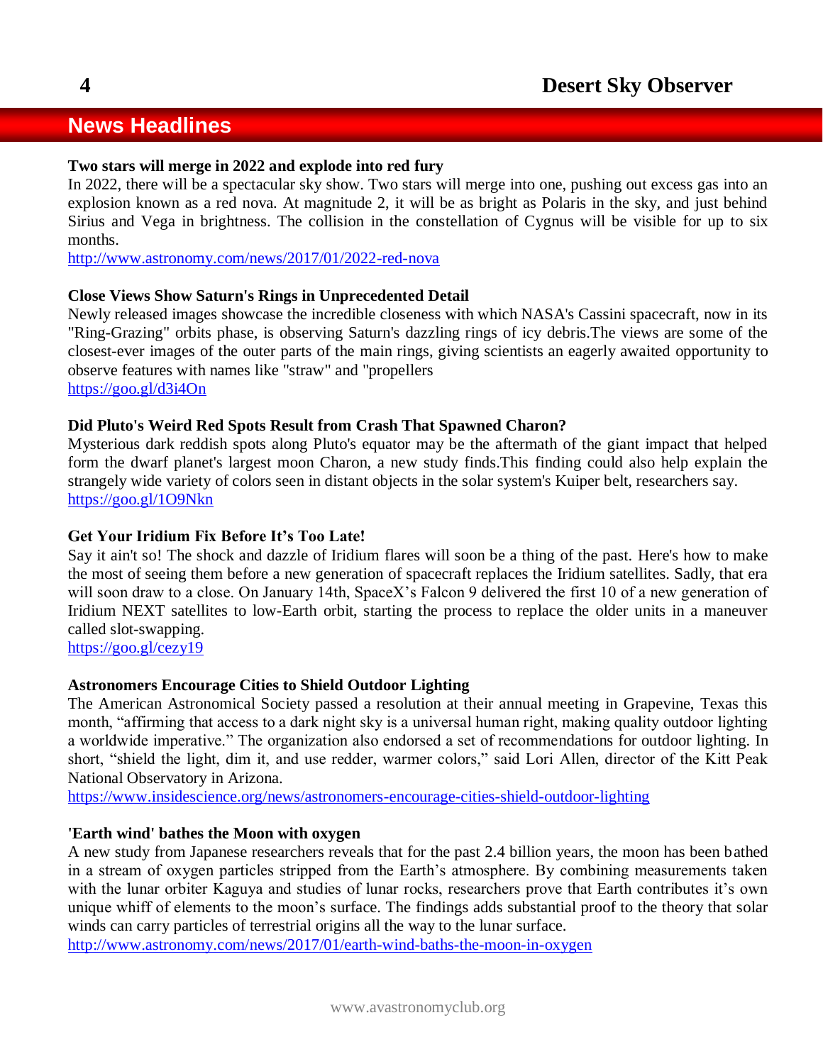## News Headlines

**Two stars will merge in 2022 and explode into red fury**

In 2022, there will be a spectacular sky show. Two stars will merge into one, pushing out excess gas into an explosion known as a red nova. At magnitude 2, it will be as bright as Polaris in the sky, and just behind Sirius and Vega in brightness. The collision in the constellation of Cygnus will be visible for up to six months.

http://www.astronomy.com/news/2017/01/2022-red-nova

**Close Views Show Saturn's Rings in Unprecedented Detail**

Newly released images showcase the incredible closeness with which NASA's Cassini spacecraft, now in its "Ring-Grazing" orbits phase, is observing Saturn's dazzling rings of icy debris.The views are some of the closest-ever images of the outer parts of the main rings, giving scientists an eagerly awaited opportunity to observe features with names like "straw" and "propellers

https://goo.gl/d3i4On

**Did Pluto's Weird Red Spots Result from Crash That Spawned Charon?**

Mysterious dark reddish spots along Pluto's equator may be the aftermath of the giant impact that helped form the dwarf planet's largest moon Charon, a new study finds.This finding could also help explain the strangely wide variety of colors seen in distant objects in the solar system's Kuiper belt, researchers say.

https://goo.gl/1O9Nkn

**Get Your Iridium Fix Before It's Too Late!**

Say it ain't so! The shock and dazzle of Iridium flares will soon be a thing of the past. Here's how to make the most of seeing them before a new generation of spacecraft replaces the Iridium satellites. Sadly, that era will soon draw to a close. On January 14th, SpaceX's Falcon 9 delivered the first 10 of a new generation of Iridium NEXT satellites to low-Earth orbit, starting the process to replace the older units in a maneuver called slot-swapping.

https://goo.gl/cezy19

**Astronomers Encourage Cities to Shield Outdoor Lighting**

The American Astronomical Society passed a resolution at their annual meeting in Grapevine, Texas this month, "affirming that access to a dark night sky is a universal human right, making quality outdoor lighting a worldwide imperative." The organization also endorsed a set of recommendations for outdoor lighting. In short, "shield the light, dim it, and use redder, warmer colors," said Lori Allen, director of the Kitt Peak National Observatory in Arizona.

https://www.insidescience.org/news/astronomers-encourage-cities-shield-outdoor-lighting

**'Earth wind' bathes the Moon with oxygen**

A new study from Japanese researchers reveals that for the past 2.4 billion years, the moon has been bathed in a stream of oxygen particles stripped from the Earth's atmosphere. By combining measurements taken with the lunar orbiter Kaguya and studies of lunar rocks, researchers prove that Earth contributes it's own unique whiff of elements to the moon's surface. The findings adds substantial proof to the theory that solar winds can carry particles of terrestrial origins all the way to the lunar surface.

http://www.astronomy.com/news/2017/01/earth-wind-baths-the-moon-in-oxygen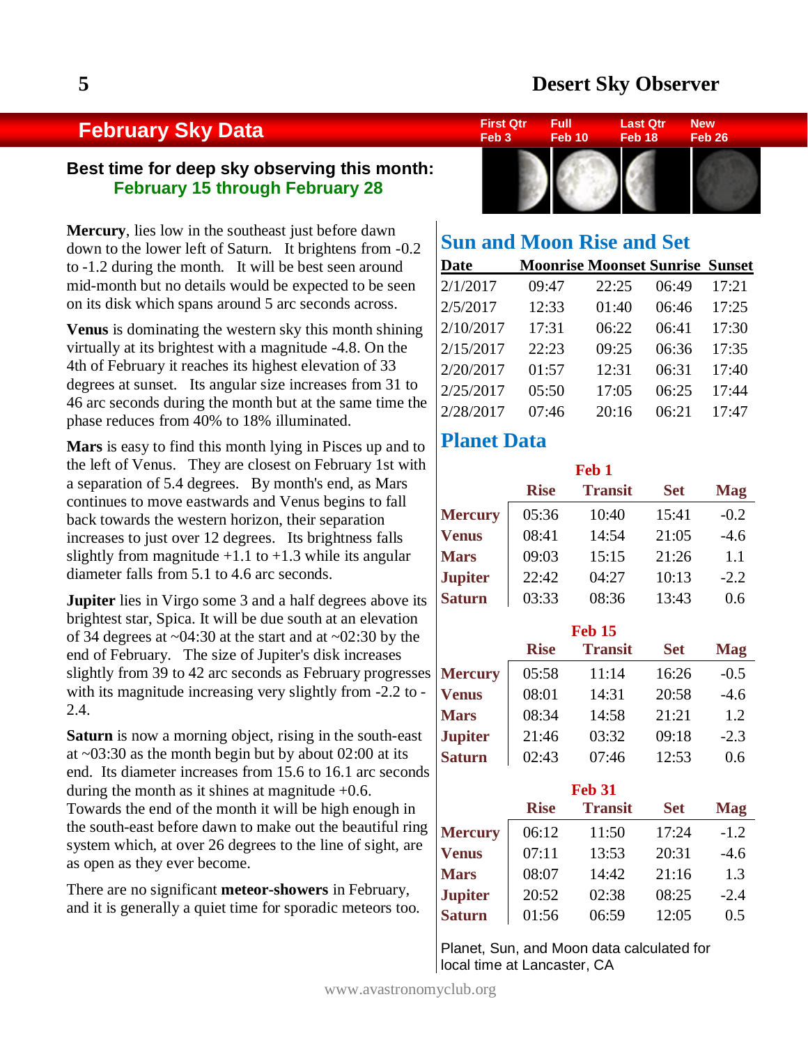## February Sky Data

| First Qtr | Full | Last Qtr | New |
|---|---|---|---|
| Feb 3 | Feb 10 | Feb 18 | Feb 26 |

**Best time for deep sky observing this month:**
**February 15 through February 28**

**Mercury**, lies low in the southeast just before dawn down to the lower left of Saturn. It brightens from -0.2 to -1.2 during the month. It will be best seen around mid-month but no details would be expected to be seen on its disk which spans around 5 arc seconds across.

**Venus** is dominating the western sky this month shining virtually at its brightest with a magnitude -4.8. On the 4th of February it reaches its highest elevation of 33 degrees at sunset. Its angular size increases from 31 to 46 arc seconds during the month but at the same time the phase reduces from 40% to 18% illuminated.

**Mars** is easy to find this month lying in Pisces up and to the left of Venus. They are closest on February 1st with a separation of 5.4 degrees. By month's end, as Mars continues to move eastwards and Venus begins to fall back towards the western horizon, their separation increases to just over 12 degrees. Its brightness falls slightly from magnitude +1.1 to +1.3 while its angular diameter falls from 5.1 to 4.6 arc seconds.

**Jupiter** lies in Virgo some 3 and a half degrees above its brightest star, Spica. It will be due south at an elevation of 34 degrees at ~04:30 at the start and at ~02:30 by the end of February. The size of Jupiter's disk increases slightly from 39 to 42 arc seconds as February progresses with its magnitude increasing very slightly from -2.2 to -2.4.

**Saturn** is now a morning object, rising in the south-east at ~03:30 as the month begin but by about 02:00 at its end. Its diameter increases from 15.6 to 16.1 arc seconds during the month as it shines at magnitude +0.6. Towards the end of the month it will be high enough in the south-east before dawn to make out the beautiful ring system which, at over 26 degrees to the line of sight, are as open as they ever become.

There are no significant **meteor-showers** in February, and it is generally a quiet time for sporadic meteors too.

## Sun and Moon Rise and Set

| Date | Moonrise | Moonset | Sunrise | Sunset |
|---|---|---|---|---|
| 2/1/2017 | 09:47 | 22:25 | 06:49 | 17:21 |
| 2/5/2017 | 12:33 | 01:40 | 06:46 | 17:25 |
| 2/10/2017 | 17:31 | 06:22 | 06:41 | 17:30 |
| 2/15/2017 | 22:23 | 09:25 | 06:36 | 17:35 |
| 2/20/2017 | 01:57 | 12:31 | 06:31 | 17:40 |
| 2/25/2017 | 05:50 | 17:05 | 06:25 | 17:44 |
| 2/28/2017 | 07:46 | 20:16 | 06:21 | 17:47 |

## Planet Data

**Feb 1**

| | Rise | Transit | Set | Mag |
|---|---|---|---|---|
| **Mercury** | 05:36 | 10:40 | 15:41 | -0.2 |
| **Venus** | 08:41 | 14:54 | 21:05 | -4.6 |
| **Mars** | 09:03 | 15:15 | 21:26 | 1.1 |
| **Jupiter** | 22:42 | 04:27 | 10:13 | -2.2 |
| **Saturn** | 03:33 | 08:36 | 13:43 | 0.6 |

**Feb 15**

| | Rise | Transit | Set | Mag |
|---|---|---|---|---|
| **Mercury** | 05:58 | 11:14 | 16:26 | -0.5 |
| **Venus** | 08:01 | 14:31 | 20:58 | -4.6 |
| **Mars** | 08:34 | 14:58 | 21:21 | 1.2 |
| **Jupiter** | 21:46 | 03:32 | 09:18 | -2.3 |
| **Saturn** | 02:43 | 07:46 | 12:53 | 0.6 |

**Feb 31**

| | Rise | Transit | Set | Mag |
|---|---|---|---|---|
| **Mercury** | 06:12 | 11:50 | 17:24 | -1.2 |
| **Venus** | 07:11 | 13:53 | 20:31 | -4.6 |
| **Mars** | 08:07 | 14:42 | 21:16 | 1.3 |
| **Jupiter** | 20:52 | 02:38 | 08:25 | -2.4 |
| **Saturn** | 01:56 | 06:59 | 12:05 | 0.5 |

Planet, Sun, and Moon data calculated for local time at Lancaster, CA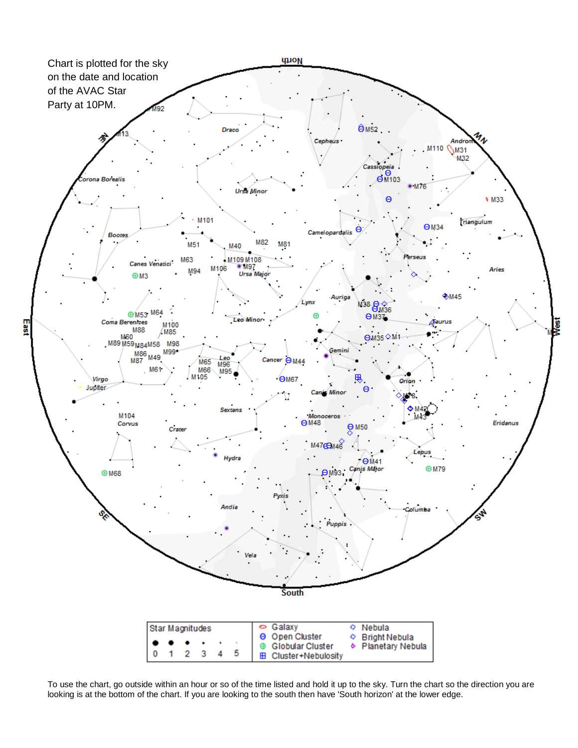Chart is plotted for the sky on the date and location of the AVAC Star Party at 10PM.

To use the chart, go outside within an hour or so of the time listed and hold it up to the sky. Turn the chart so the direction you are looking is at the bottom of the chart. If you are looking to the south then have 'South horizon' at the lower edge.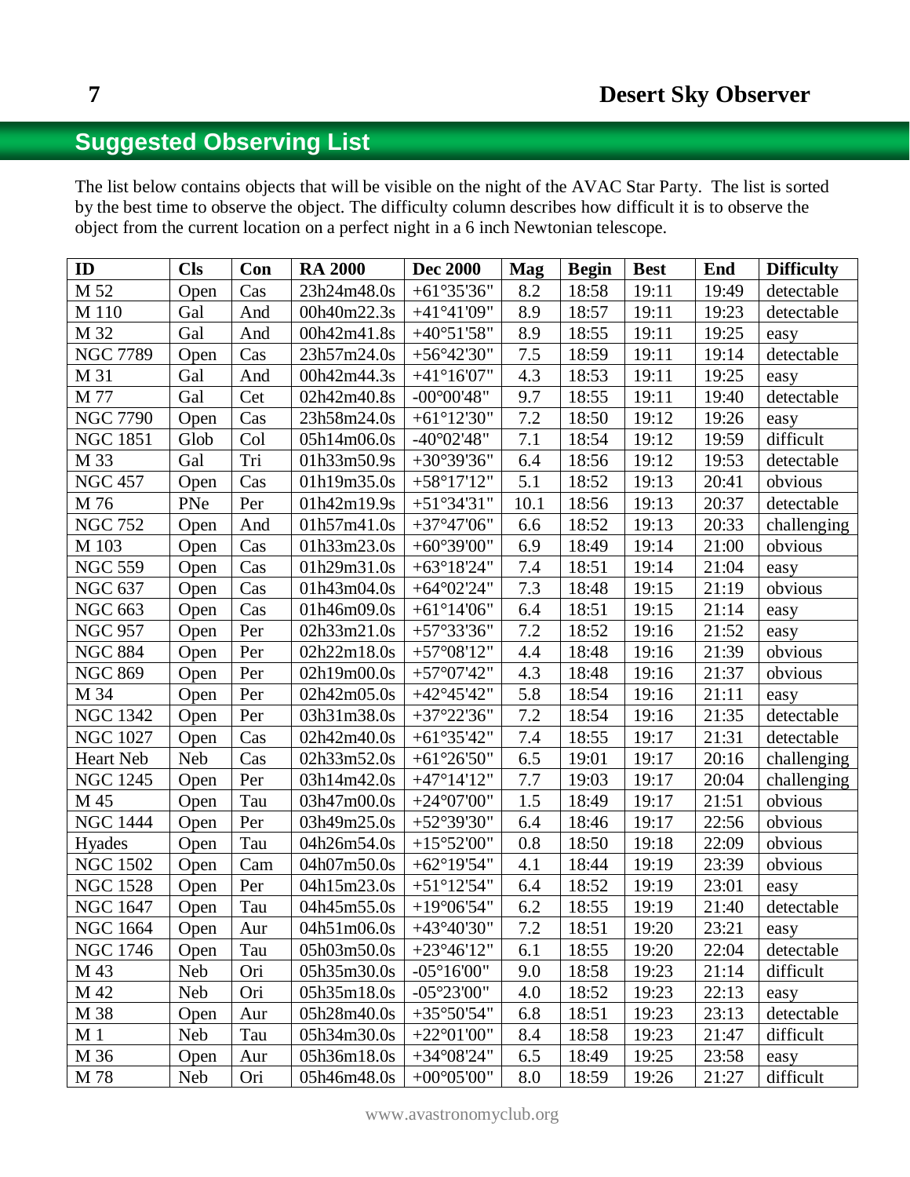## Suggested Observing List

The list below contains objects that will be visible on the night of the AVAC Star Party. The list is sorted by the best time to observe the object. The difficulty column describes how difficult it is to observe the object from the current location on a perfect night in a 6 inch Newtonian telescope.

| ID | Cls | Con | RA 2000 | Dec 2000 | Mag | Begin | Best | End | Difficulty |
|---|---|---|---|---|---|---|---|---|---|
| M 52 | Open | Cas | 23h24m48.0s | +61°35'36" | 8.2 | 18:58 | 19:11 | 19:49 | detectable |
| M 110 | Gal | And | 00h40m22.3s | +41°41'09" | 8.9 | 18:57 | 19:11 | 19:23 | detectable |
| M 32 | Gal | And | 00h42m41.8s | +40°51'58" | 8.9 | 18:55 | 19:11 | 19:25 | easy |
| NGC 7789 | Open | Cas | 23h57m24.0s | +56°42'30" | 7.5 | 18:59 | 19:11 | 19:14 | detectable |
| M 31 | Gal | And | 00h42m44.3s | +41°16'07" | 4.3 | 18:53 | 19:11 | 19:25 | easy |
| M 77 | Gal | Cet | 02h42m40.8s | -00°00'48" | 9.7 | 18:55 | 19:11 | 19:40 | detectable |
| NGC 7790 | Open | Cas | 23h58m24.0s | +61°12'30" | 7.2 | 18:50 | 19:12 | 19:26 | easy |
| NGC 1851 | Glob | Col | 05h14m06.0s | -40°02'48" | 7.1 | 18:54 | 19:12 | 19:59 | difficult |
| M 33 | Gal | Tri | 01h33m50.9s | +30°39'36" | 6.4 | 18:56 | 19:12 | 19:53 | detectable |
| NGC 457 | Open | Cas | 01h19m35.0s | +58°17'12" | 5.1 | 18:52 | 19:13 | 20:41 | obvious |
| M 76 | PNe | Per | 01h42m19.9s | +51°34'31" | 10.1 | 18:56 | 19:13 | 20:37 | detectable |
| NGC 752 | Open | And | 01h57m41.0s | +37°47'06" | 6.6 | 18:52 | 19:13 | 20:33 | challenging |
| M 103 | Open | Cas | 01h33m23.0s | +60°39'00" | 6.9 | 18:49 | 19:14 | 21:00 | obvious |
| NGC 559 | Open | Cas | 01h29m31.0s | +63°18'24" | 7.4 | 18:51 | 19:14 | 21:04 | easy |
| NGC 637 | Open | Cas | 01h43m04.0s | +64°02'24" | 7.3 | 18:48 | 19:15 | 21:19 | obvious |
| NGC 663 | Open | Cas | 01h46m09.0s | +61°14'06" | 6.4 | 18:51 | 19:15 | 21:14 | easy |
| NGC 957 | Open | Per | 02h33m21.0s | +57°33'36" | 7.2 | 18:52 | 19:16 | 21:52 | easy |
| NGC 884 | Open | Per | 02h22m18.0s | +57°08'12" | 4.4 | 18:48 | 19:16 | 21:39 | obvious |
| NGC 869 | Open | Per | 02h19m00.0s | +57°07'42" | 4.3 | 18:48 | 19:16 | 21:37 | obvious |
| M 34 | Open | Per | 02h42m05.0s | +42°45'42" | 5.8 | 18:54 | 19:16 | 21:11 | easy |
| NGC 1342 | Open | Per | 03h31m38.0s | +37°22'36" | 7.2 | 18:54 | 19:16 | 21:35 | detectable |
| NGC 1027 | Open | Cas | 02h42m40.0s | +61°35'42" | 7.4 | 18:55 | 19:17 | 21:31 | detectable |
| Heart Neb | Neb | Cas | 02h33m52.0s | +61°26'50" | 6.5 | 19:01 | 19:17 | 20:16 | challenging |
| NGC 1245 | Open | Per | 03h14m42.0s | +47°14'12" | 7.7 | 19:03 | 19:17 | 20:04 | challenging |
| M 45 | Open | Tau | 03h47m00.0s | +24°07'00" | 1.5 | 18:49 | 19:17 | 21:51 | obvious |
| NGC 1444 | Open | Per | 03h49m25.0s | +52°39'30" | 6.4 | 18:46 | 19:17 | 22:56 | obvious |
| Hyades | Open | Tau | 04h26m54.0s | +15°52'00" | 0.8 | 18:50 | 19:18 | 22:09 | obvious |
| NGC 1502 | Open | Cam | 04h07m50.0s | +62°19'54" | 4.1 | 18:44 | 19:19 | 23:39 | obvious |
| NGC 1528 | Open | Per | 04h15m23.0s | +51°12'54" | 6.4 | 18:52 | 19:19 | 23:01 | easy |
| NGC 1647 | Open | Tau | 04h45m55.0s | +19°06'54" | 6.2 | 18:55 | 19:19 | 21:40 | detectable |
| NGC 1664 | Open | Aur | 04h51m06.0s | +43°40'30" | 7.2 | 18:51 | 19:20 | 23:21 | easy |
| NGC 1746 | Open | Tau | 05h03m50.0s | +23°46'12" | 6.1 | 18:55 | 19:20 | 22:04 | detectable |
| M 43 | Neb | Ori | 05h35m30.0s | -05°16'00" | 9.0 | 18:58 | 19:23 | 21:14 | difficult |
| M 42 | Neb | Ori | 05h35m18.0s | -05°23'00" | 4.0 | 18:52 | 19:23 | 22:13 | easy |
| M 38 | Open | Aur | 05h28m40.0s | +35°50'54" | 6.8 | 18:51 | 19:23 | 23:13 | detectable |
| M 1 | Neb | Tau | 05h34m30.0s | +22°01'00" | 8.4 | 18:58 | 19:23 | 21:47 | difficult |
| M 36 | Open | Aur | 05h36m18.0s | +34°08'24" | 6.5 | 18:49 | 19:25 | 23:58 | easy |
| M 78 | Neb | Ori | 05h46m48.0s | +00°05'00" | 8.0 | 18:59 | 19:26 | 21:27 | difficult |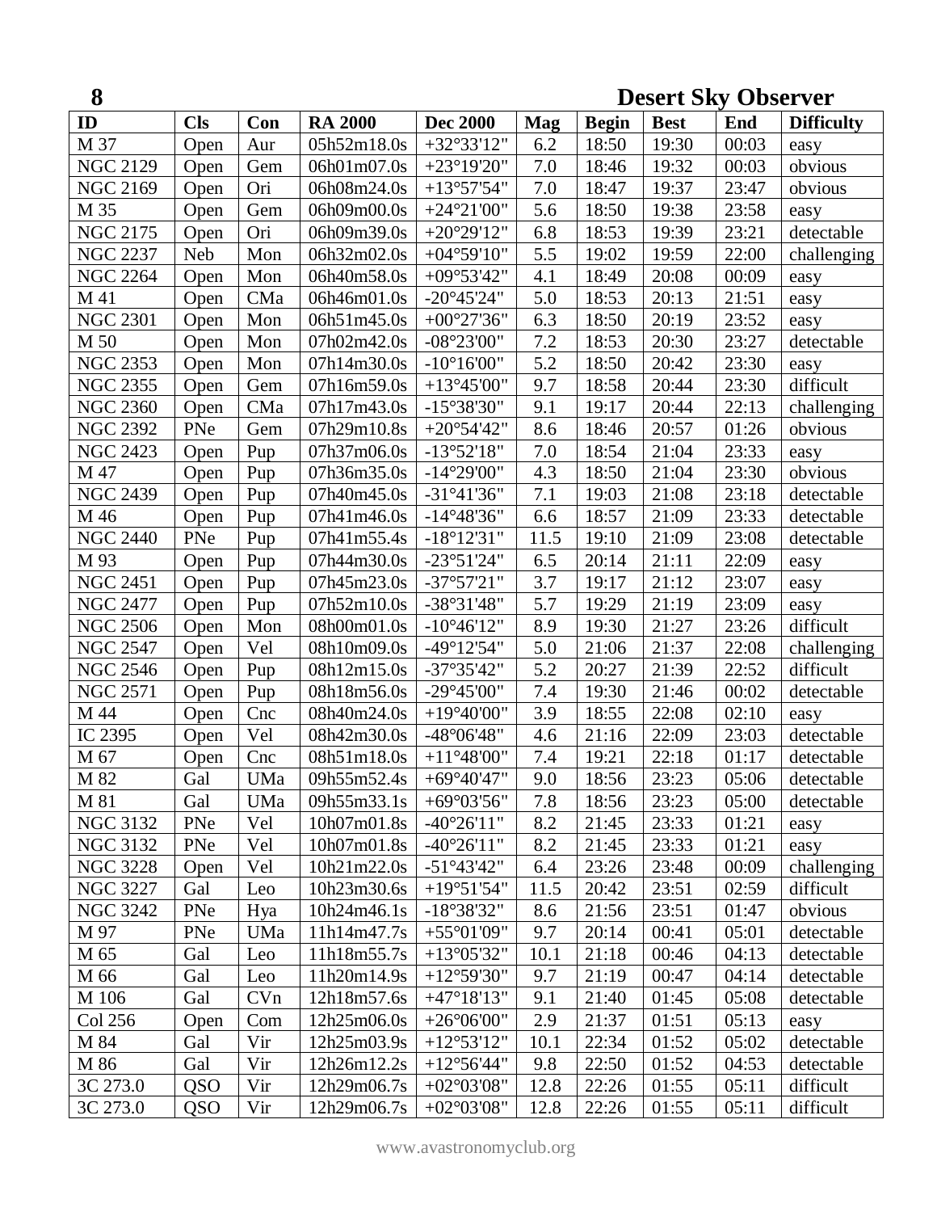| ID | Cls | Con | RA 2000 | Dec 2000 | Mag | Begin | Best | End | Difficulty |
|---|---|---|---|---|---|---|---|---|---|
| M 37 | Open | Aur | 05h52m18.0s | +32°33'12" | 6.2 | 18:50 | 19:30 | 00:03 | easy |
| NGC 2129 | Open | Gem | 06h01m07.0s | +23°19'20" | 7.0 | 18:46 | 19:32 | 00:03 | obvious |
| NGC 2169 | Open | Ori | 06h08m24.0s | +13°57'54" | 7.0 | 18:47 | 19:37 | 23:47 | obvious |
| M 35 | Open | Gem | 06h09m00.0s | +24°21'00" | 5.6 | 18:50 | 19:38 | 23:58 | easy |
| NGC 2175 | Open | Ori | 06h09m39.0s | +20°29'12" | 6.8 | 18:53 | 19:39 | 23:21 | detectable |
| NGC 2237 | Neb | Mon | 06h32m02.0s | +04°59'10" | 5.5 | 19:02 | 19:59 | 22:00 | challenging |
| NGC 2264 | Open | Mon | 06h40m58.0s | +09°53'42" | 4.1 | 18:49 | 20:08 | 00:09 | easy |
| M 41 | Open | CMa | 06h46m01.0s | -20°45'24" | 5.0 | 18:53 | 20:13 | 21:51 | easy |
| NGC 2301 | Open | Mon | 06h51m45.0s | +00°27'36" | 6.3 | 18:50 | 20:19 | 23:52 | easy |
| M 50 | Open | Mon | 07h02m42.0s | -08°23'00" | 7.2 | 18:53 | 20:30 | 23:27 | detectable |
| NGC 2353 | Open | Mon | 07h14m30.0s | -10°16'00" | 5.2 | 18:50 | 20:42 | 23:30 | easy |
| NGC 2355 | Open | Gem | 07h16m59.0s | +13°45'00" | 9.7 | 18:58 | 20:44 | 23:30 | difficult |
| NGC 2360 | Open | CMa | 07h17m43.0s | -15°38'30" | 9.1 | 19:17 | 20:44 | 22:13 | challenging |
| NGC 2392 | PNe | Gem | 07h29m10.8s | +20°54'42" | 8.6 | 18:46 | 20:57 | 01:26 | obvious |
| NGC 2423 | Open | Pup | 07h37m06.0s | -13°52'18" | 7.0 | 18:54 | 21:04 | 23:33 | easy |
| M 47 | Open | Pup | 07h36m35.0s | -14°29'00" | 4.3 | 18:50 | 21:04 | 23:30 | obvious |
| NGC 2439 | Open | Pup | 07h40m45.0s | -31°41'36" | 7.1 | 19:03 | 21:08 | 23:18 | detectable |
| M 46 | Open | Pup | 07h41m46.0s | -14°48'36" | 6.6 | 18:57 | 21:09 | 23:33 | detectable |
| NGC 2440 | PNe | Pup | 07h41m55.4s | -18°12'31" | 11.5 | 19:10 | 21:09 | 23:08 | detectable |
| M 93 | Open | Pup | 07h44m30.0s | -23°51'24" | 6.5 | 20:14 | 21:11 | 22:09 | easy |
| NGC 2451 | Open | Pup | 07h45m23.0s | -37°57'21" | 3.7 | 19:17 | 21:12 | 23:07 | easy |
| NGC 2477 | Open | Pup | 07h52m10.0s | -38°31'48" | 5.7 | 19:29 | 21:19 | 23:09 | easy |
| NGC 2506 | Open | Mon | 08h00m01.0s | -10°46'12" | 8.9 | 19:30 | 21:27 | 23:26 | difficult |
| NGC 2547 | Open | Vel | 08h10m09.0s | -49°12'54" | 5.0 | 21:06 | 21:37 | 22:08 | challenging |
| NGC 2546 | Open | Pup | 08h12m15.0s | -37°35'42" | 5.2 | 20:27 | 21:39 | 22:52 | difficult |
| NGC 2571 | Open | Pup | 08h18m56.0s | -29°45'00" | 7.4 | 19:30 | 21:46 | 00:02 | detectable |
| M 44 | Open | Cnc | 08h40m24.0s | +19°40'00" | 3.9 | 18:55 | 22:08 | 02:10 | easy |
| IC 2395 | Open | Vel | 08h42m30.0s | -48°06'48" | 4.6 | 21:16 | 22:09 | 23:03 | detectable |
| M 67 | Open | Cnc | 08h51m18.0s | +11°48'00" | 7.4 | 19:21 | 22:18 | 01:17 | detectable |
| M 82 | Gal | UMa | 09h55m52.4s | +69°40'47" | 9.0 | 18:56 | 23:23 | 05:06 | detectable |
| M 81 | Gal | UMa | 09h55m33.1s | +69°03'56" | 7.8 | 18:56 | 23:23 | 05:00 | detectable |
| NGC 3132 | PNe | Vel | 10h07m01.8s | -40°26'11" | 8.2 | 21:45 | 23:33 | 01:21 | easy |
| NGC 3132 | PNe | Vel | 10h07m01.8s | -40°26'11" | 8.2 | 21:45 | 23:33 | 01:21 | easy |
| NGC 3228 | Open | Vel | 10h21m22.0s | -51°43'42" | 6.4 | 23:26 | 23:48 | 00:09 | challenging |
| NGC 3227 | Gal | Leo | 10h23m30.6s | +19°51'54" | 11.5 | 20:42 | 23:51 | 02:59 | difficult |
| NGC 3242 | PNe | Hya | 10h24m46.1s | -18°38'32" | 8.6 | 21:56 | 23:51 | 01:47 | obvious |
| M 97 | PNe | UMa | 11h14m47.7s | +55°01'09" | 9.7 | 20:14 | 00:41 | 05:01 | detectable |
| M 65 | Gal | Leo | 11h18m55.7s | +13°05'32" | 10.1 | 21:18 | 00:46 | 04:13 | detectable |
| M 66 | Gal | Leo | 11h20m14.9s | +12°59'30" | 9.7 | 21:19 | 00:47 | 04:14 | detectable |
| M 106 | Gal | CVn | 12h18m57.6s | +47°18'13" | 9.1 | 21:40 | 01:45 | 05:08 | detectable |
| Col 256 | Open | Com | 12h25m06.0s | +26°06'00" | 2.9 | 21:37 | 01:51 | 05:13 | easy |
| M 84 | Gal | Vir | 12h25m03.9s | +12°53'12" | 10.1 | 22:34 | 01:52 | 05:02 | detectable |
| M 86 | Gal | Vir | 12h26m12.2s | +12°56'44" | 9.8 | 22:50 | 01:52 | 04:53 | detectable |
| 3C 273.0 | QSO | Vir | 12h29m06.7s | +02°03'08" | 12.8 | 22:26 | 01:55 | 05:11 | difficult |
| 3C 273.0 | QSO | Vir | 12h29m06.7s | +02°03'08" | 12.8 | 22:26 | 01:55 | 05:11 | difficult |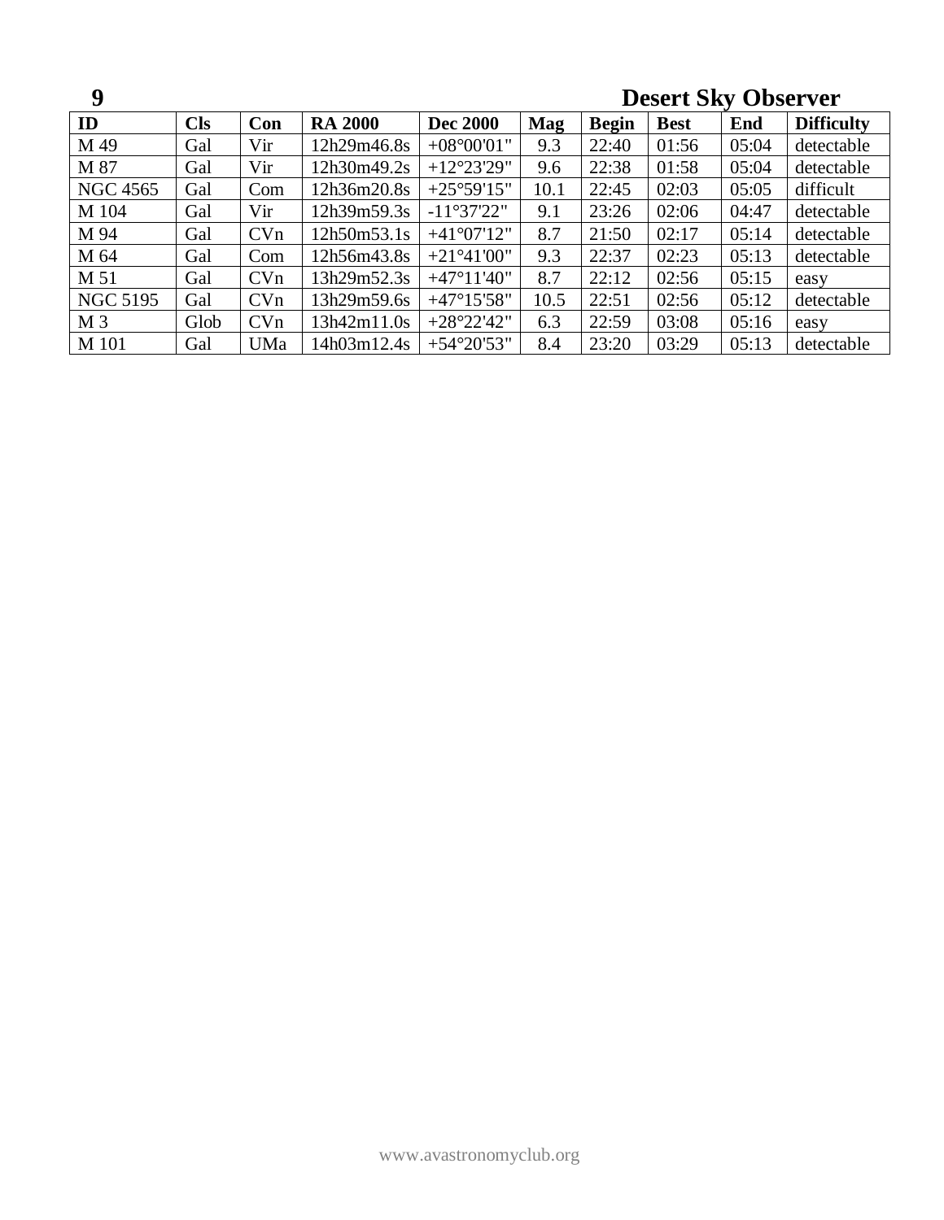| ID | Cls | Con | RA 2000 | Dec 2000 | Mag | Begin | Best | End | Difficulty |
|---|---|---|---|---|---|---|---|---|---|
| M 49 | Gal | Vir | 12h29m46.8s | +08°00'01" | 9.3 | 22:40 | 01:56 | 05:04 | detectable |
| M 87 | Gal | Vir | 12h30m49.2s | +12°23'29" | 9.6 | 22:38 | 01:58 | 05:04 | detectable |
| NGC 4565 | Gal | Com | 12h36m20.8s | +25°59'15" | 10.1 | 22:45 | 02:03 | 05:05 | difficult |
| M 104 | Gal | Vir | 12h39m59.3s | -11°37'22" | 9.1 | 23:26 | 02:06 | 04:47 | detectable |
| M 94 | Gal | CVn | 12h50m53.1s | +41°07'12" | 8.7 | 21:50 | 02:17 | 05:14 | detectable |
| M 64 | Gal | Com | 12h56m43.8s | +21°41'00" | 9.3 | 22:37 | 02:23 | 05:13 | detectable |
| M 51 | Gal | CVn | 13h29m52.3s | +47°11'40" | 8.7 | 22:12 | 02:56 | 05:15 | easy |
| NGC 5195 | Gal | CVn | 13h29m59.6s | +47°15'58" | 10.5 | 22:51 | 02:56 | 05:12 | detectable |
| M 3 | Glob | CVn | 13h42m11.0s | +28°22'42" | 6.3 | 22:59 | 03:08 | 05:16 | easy |
| M 101 | Gal | UMa | 14h03m12.4s | +54°20'53" | 8.4 | 23:20 | 03:29 | 05:13 | detectable |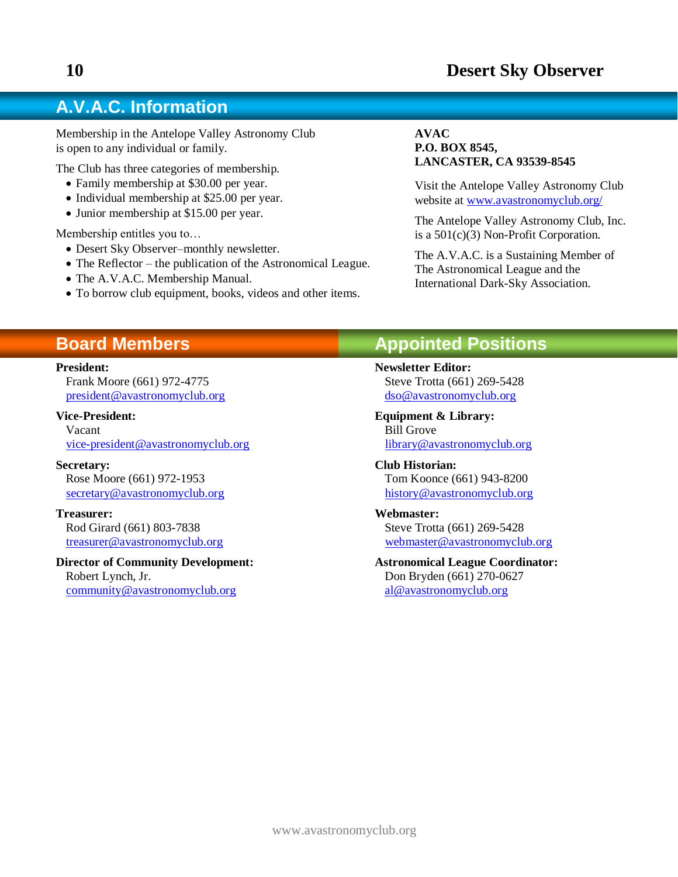## A.V.A.C. Information

Membership in the Antelope Valley Astronomy Club is open to any individual or family.

The Club has three categories of membership.

- Family membership at $30.00 per year.
- Individual membership at $25.00 per year.
- Junior membership at $15.00 per year.

Membership entitles you to…

- Desert Sky Observer–monthly newsletter.
- The Reflector – the publication of the Astronomical League.
- The A.V.A.C. Membership Manual.
- To borrow club equipment, books, videos and other items.

**AVAC**
**P.O. BOX 8545,**
**LANCASTER, CA 93539-8545**

Visit the Antelope Valley Astronomy Club website at www.avastronomyclub.org/

The Antelope Valley Astronomy Club, Inc. is a 501(c)(3) Non-Profit Corporation.

The A.V.A.C. is a Sustaining Member of The Astronomical League and the International Dark-Sky Association.

## Board Members

**President:**
Frank Moore (661) 972-4775
president@avastronomyclub.org

**Vice-President:**
Vacant
vice-president@avastronomyclub.org

**Secretary:**
Rose Moore (661) 972-1953
secretary@avastronomyclub.org

**Treasurer:**
Rod Girard (661) 803-7838
treasurer@avastronomyclub.org

**Director of Community Development:**
Robert Lynch, Jr.
community@avastronomyclub.org

## Appointed Positions

**Newsletter Editor:**
Steve Trotta (661) 269-5428
dso@avastronomyclub.org

**Equipment & Library:**
Bill Grove
library@avastronomyclub.org

**Club Historian:**
Tom Koonce (661) 943-8200
history@avastronomyclub.org

**Webmaster:**
Steve Trotta (661) 269-5428
webmaster@avastronomyclub.org

**Astronomical League Coordinator:**
Don Bryden (661) 270-0627
al@avastronomyclub.org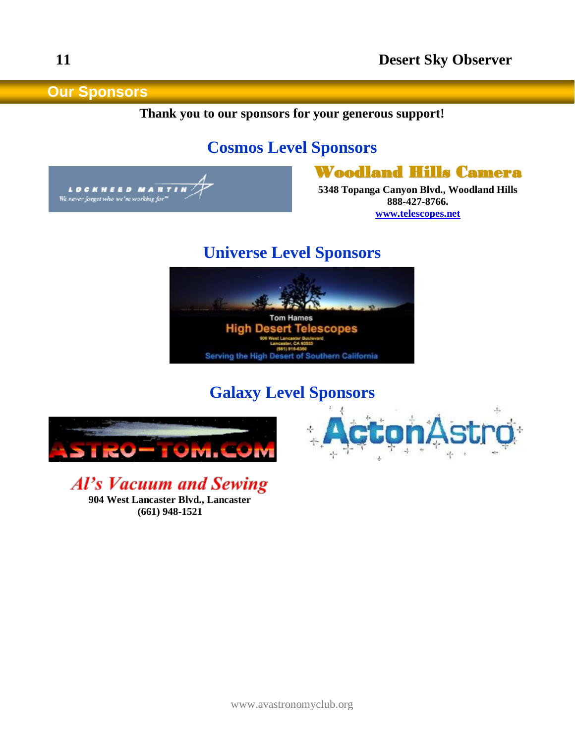## Our Sponsors

**Thank you to our sponsors for your generous support!**

## Cosmos Level Sponsors

LOCKHEED MARTIN
We never forget who we're working for™

**Woodland Hills Camera**

**5348 Topanga Canyon Blvd., Woodland Hills**
**888-427-8766.**
**www.telescopes.net**

## Universe Level Sponsors

Tom Hames
High Desert Telescopes
906 West Lancaster Boulevard
Lancaster, CA 93535
(661) 916-6360
Serving the High Desert of Southern California

## Galaxy Level Sponsors

ASTRO-TOM.COM

ActonAstro

***Al's Vacuum and Sewing***

**904 West Lancaster Blvd., Lancaster**
**(661) 948-1521**

www.avastronomyclub.org